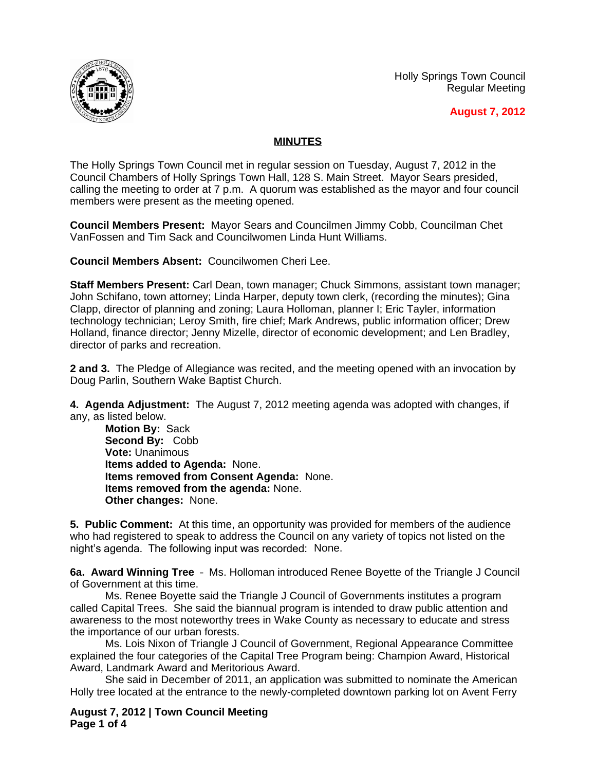Holly Springs Town Council
Regular Meeting

**August 7, 2012**

## MINUTES

The Holly Springs Town Council met in regular session on Tuesday, August 7, 2012 in the Council Chambers of Holly Springs Town Hall, 128 S. Main Street. Mayor Sears presided, calling the meeting to order at 7 p.m. A quorum was established as the mayor and four council members were present as the meeting opened.

**Council Members Present:** Mayor Sears and Councilmen Jimmy Cobb, Councilman Chet VanFossen and Tim Sack and Councilwomen Linda Hunt Williams.

**Council Members Absent:** Councilwomen Cheri Lee.

**Staff Members Present:** Carl Dean, town manager; Chuck Simmons, assistant town manager; John Schifano, town attorney; Linda Harper, deputy town clerk, (recording the minutes); Gina Clapp, director of planning and zoning; Laura Holloman, planner I; Eric Tayler, information technology technician; Leroy Smith, fire chief; Mark Andrews, public information officer; Drew Holland, finance director; Jenny Mizelle, director of economic development; and Len Bradley, director of parks and recreation.

**2 and 3.** The Pledge of Allegiance was recited, and the meeting opened with an invocation by Doug Parlin, Southern Wake Baptist Church.

**4. Agenda Adjustment:** The August 7, 2012 meeting agenda was adopted with changes, if any, as listed below.

**Motion By:** Sack
**Second By:** Cobb
**Vote:** Unanimous
**Items added to Agenda:** None.
**Items removed from Consent Agenda:** None.
**Items removed from the agenda:** None.
**Other changes:** None.

**5. Public Comment:** At this time, an opportunity was provided for members of the audience who had registered to speak to address the Council on any variety of topics not listed on the night's agenda. The following input was recorded: None.

**6a. Award Winning Tree** – Ms. Holloman introduced Renee Boyette of the Triangle J Council of Government at this time.

Ms. Renee Boyette said the Triangle J Council of Governments institutes a program called Capital Trees. She said the biannual program is intended to draw public attention and awareness to the most noteworthy trees in Wake County as necessary to educate and stress the importance of our urban forests.

Ms. Lois Nixon of Triangle J Council of Government, Regional Appearance Committee explained the four categories of the Capital Tree Program being: Champion Award, Historical Award, Landmark Award and Meritorious Award.

She said in December of 2011, an application was submitted to nominate the American Holly tree located at the entrance to the newly-completed downtown parking lot on Avent Ferry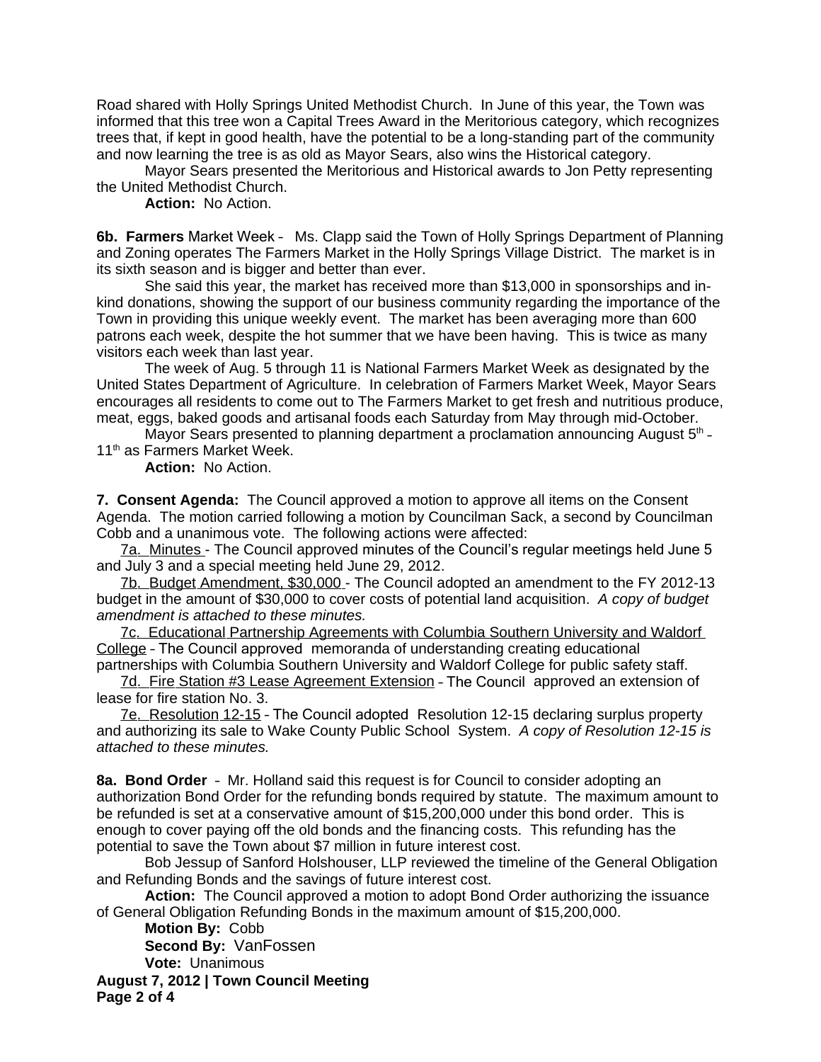Road shared with Holly Springs United Methodist Church. In June of this year, the Town was informed that this tree won a Capital Trees Award in the Meritorious category, which recognizes trees that, if kept in good health, have the potential to be a long-standing part of the community and now learning the tree is as old as Mayor Sears, also wins the Historical category.

Mayor Sears presented the Meritorious and Historical awards to Jon Petty representing the United Methodist Church.

**Action:** No Action.

**6b. Farmers** Market Week – Ms. Clapp said the Town of Holly Springs Department of Planning and Zoning operates The Farmers Market in the Holly Springs Village District. The market is in its sixth season and is bigger and better than ever.

She said this year, the market has received more than $13,000 in sponsorships and in-kind donations, showing the support of our business community regarding the importance of the Town in providing this unique weekly event. The market has been averaging more than 600 patrons each week, despite the hot summer that we have been having. This is twice as many visitors each week than last year.

The week of Aug. 5 through 11 is National Farmers Market Week as designated by the United States Department of Agriculture. In celebration of Farmers Market Week, Mayor Sears encourages all residents to come out to The Farmers Market to get fresh and nutritious produce, meat, eggs, baked goods and artisanal foods each Saturday from May through mid-October.

Mayor Sears presented to planning department a proclamation announcing August 5th – 11th as Farmers Market Week.

**Action:** No Action.

**7. Consent Agenda:** The Council approved a motion to approve all items on the Consent Agenda. The motion carried following a motion by Councilman Sack, a second by Councilman Cobb and a unanimous vote. The following actions were affected:

7a. Minutes - The Council approved minutes of the Council's regular meetings held June 5 and July 3 and a special meeting held June 29, 2012.

7b. Budget Amendment, $30,000 - The Council adopted an amendment to the FY 2012-13 budget in the amount of $30,000 to cover costs of potential land acquisition. *A copy of budget amendment is attached to these minutes.*

7c. Educational Partnership Agreements with Columbia Southern University and Waldorf College – The Council approved memoranda of understanding creating educational partnerships with Columbia Southern University and Waldorf College for public safety staff.

7d. Fire Station #3 Lease Agreement Extension – The Council approved an extension of lease for fire station No. 3.

7e. Resolution 12-15 - The Council adopted Resolution 12-15 declaring surplus property and authorizing its sale to Wake County Public School System. *A copy of Resolution 12-15 is attached to these minutes.*

**8a. Bond Order** – Mr. Holland said this request is for Council to consider adopting an authorization Bond Order for the refunding bonds required by statute. The maximum amount to be refunded is set at a conservative amount of $15,200,000 under this bond order. This is enough to cover paying off the old bonds and the financing costs. This refunding has the potential to save the Town about $7 million in future interest cost.

Bob Jessup of Sanford Holshouser, LLP reviewed the timeline of the General Obligation and Refunding Bonds and the savings of future interest cost.

**Action:** The Council approved a motion to adopt Bond Order authorizing the issuance of General Obligation Refunding Bonds in the maximum amount of $15,200,000.

**Motion By:** Cobb
**Second By:** VanFossen
**Vote:** Unanimous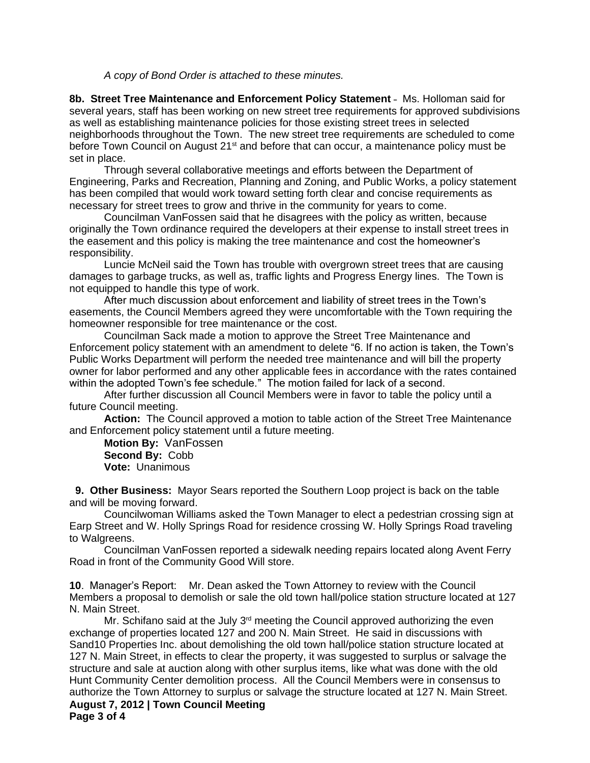*A copy of Bond Order is attached to these minutes.*

**8b. Street Tree Maintenance and Enforcement Policy Statement** – Ms. Holloman said for several years, staff has been working on new street tree requirements for approved subdivisions as well as establishing maintenance policies for those existing street trees in selected neighborhoods throughout the Town. The new street tree requirements are scheduled to come before Town Council on August 21st and before that can occur, a maintenance policy must be set in place.

Through several collaborative meetings and efforts between the Department of Engineering, Parks and Recreation, Planning and Zoning, and Public Works, a policy statement has been compiled that would work toward setting forth clear and concise requirements as necessary for street trees to grow and thrive in the community for years to come.

Councilman VanFossen said that he disagrees with the policy as written, because originally the Town ordinance required the developers at their expense to install street trees in the easement and this policy is making the tree maintenance and cost the homeowner's responsibility.

Luncie McNeil said the Town has trouble with overgrown street trees that are causing damages to garbage trucks, as well as, traffic lights and Progress Energy lines. The Town is not equipped to handle this type of work.

After much discussion about enforcement and liability of street trees in the Town's easements, the Council Members agreed they were uncomfortable with the Town requiring the homeowner responsible for tree maintenance or the cost.

Councilman Sack made a motion to approve the Street Tree Maintenance and Enforcement policy statement with an amendment to delete "6. If no action is taken, the Town's Public Works Department will perform the needed tree maintenance and will bill the property owner for labor performed and any other applicable fees in accordance with the rates contained within the adopted Town's fee schedule." The motion failed for lack of a second.

After further discussion all Council Members were in favor to table the policy until a future Council meeting.

**Action:** The Council approved a motion to table action of the Street Tree Maintenance and Enforcement policy statement until a future meeting.

**Motion By:** VanFossen
**Second By:** Cobb
**Vote:** Unanimous

**9. Other Business:** Mayor Sears reported the Southern Loop project is back on the table and will be moving forward.

Councilwoman Williams asked the Town Manager to elect a pedestrian crossing sign at Earp Street and W. Holly Springs Road for residence crossing W. Holly Springs Road traveling to Walgreens.

Councilman VanFossen reported a sidewalk needing repairs located along Avent Ferry Road in front of the Community Good Will store.

**10**. Manager's Report: Mr. Dean asked the Town Attorney to review with the Council Members a proposal to demolish or sale the old town hall/police station structure located at 127 N. Main Street.

Mr. Schifano said at the July 3rd meeting the Council approved authorizing the even exchange of properties located 127 and 200 N. Main Street. He said in discussions with Sand10 Properties Inc. about demolishing the old town hall/police station structure located at 127 N. Main Street, in effects to clear the property, it was suggested to surplus or salvage the structure and sale at auction along with other surplus items, like what was done with the old Hunt Community Center demolition process. All the Council Members were in consensus to authorize the Town Attorney to surplus or salvage the structure located at 127 N. Main Street.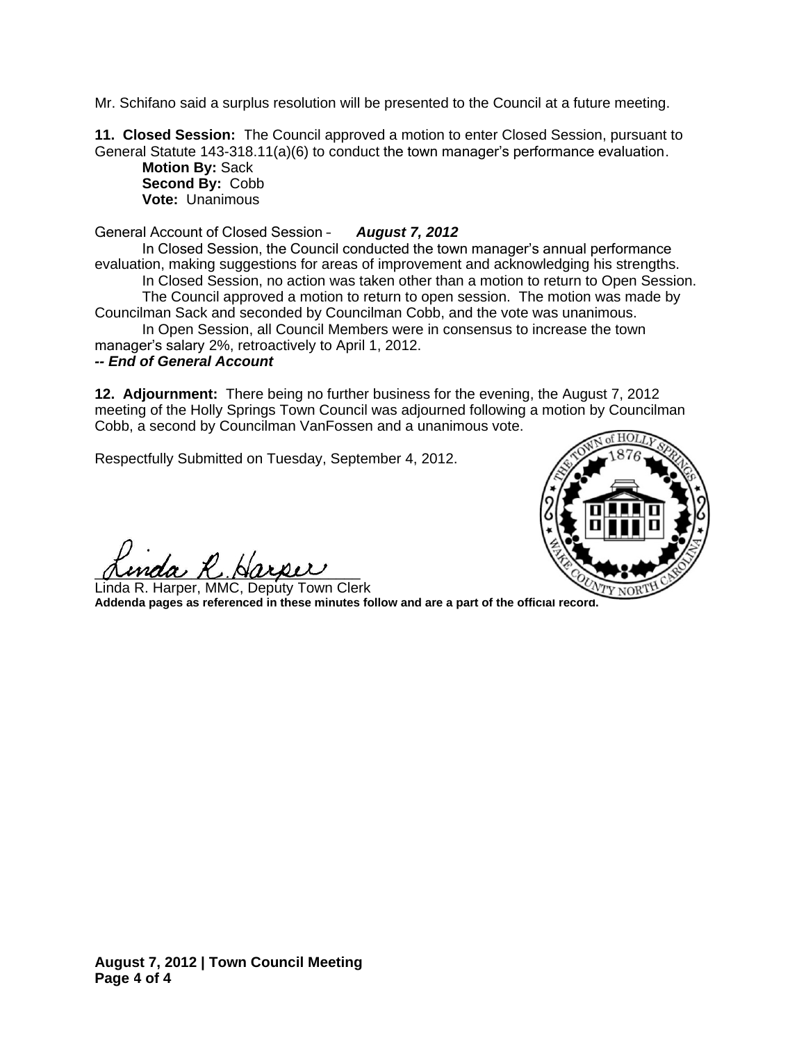Mr. Schifano said a surplus resolution will be presented to the Council at a future meeting.

**11. Closed Session:** The Council approved a motion to enter Closed Session, pursuant to General Statute 143-318.11(a)(6) to conduct the town manager's performance evaluation.

**Motion By:** Sack
**Second By:** Cobb
**Vote:** Unanimous

General Account of Closed Session – ***August 7, 2012***

In Closed Session, the Council conducted the town manager's annual performance evaluation, making suggestions for areas of improvement and acknowledging his strengths.

In Closed Session, no action was taken other than a motion to return to Open Session.

The Council approved a motion to return to open session. The motion was made by Councilman Sack and seconded by Councilman Cobb, and the vote was unanimous.

In Open Session, all Council Members were in consensus to increase the town manager's salary 2%, retroactively to April 1, 2012.

***-- End of General Account***

**12. Adjournment:** There being no further business for the evening, the August 7, 2012 meeting of the Holly Springs Town Council was adjourned following a motion by Councilman Cobb, a second by Councilman VanFossen and a unanimous vote.

Respectfully Submitted on Tuesday, September 4, 2012.

Linda R. Harper

Linda R. Harper, MMC, Deputy Town Clerk

**Addenda pages as referenced in these minutes follow and are a part of the official record.**